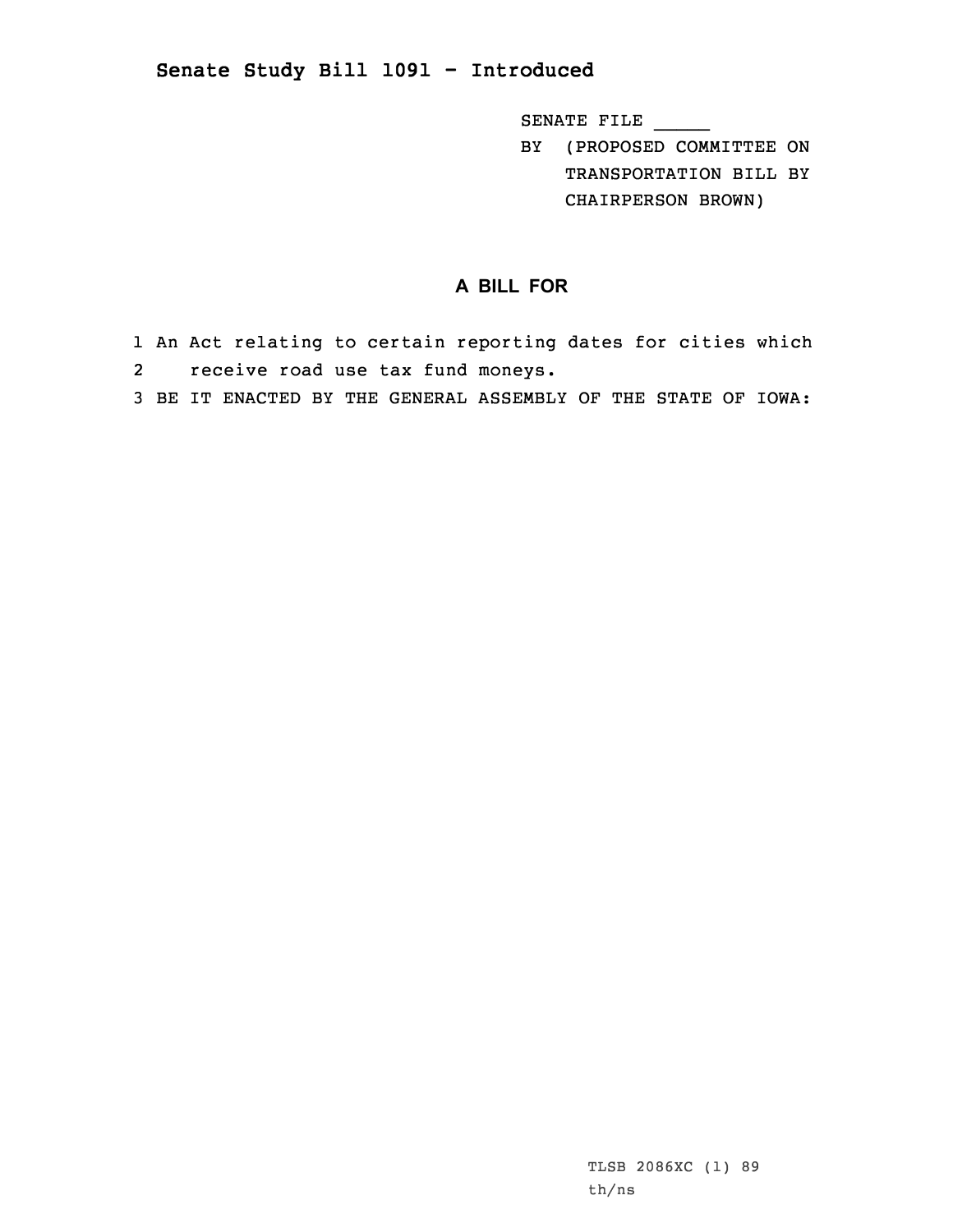# Senate Study Bill 1091 - Introduced

SENATE FILE _____

BY (PROPOSED COMMITTEE ON TRANSPORTATION BILL BY CHAIRPERSON BROWN)

## A BILL FOR

1 An Act relating to certain reporting dates for cities which
2 receive road use tax fund moneys.
3 BE IT ENACTED BY THE GENERAL ASSEMBLY OF THE STATE OF IOWA:

TLSB 2086XC (1) 89
th/ns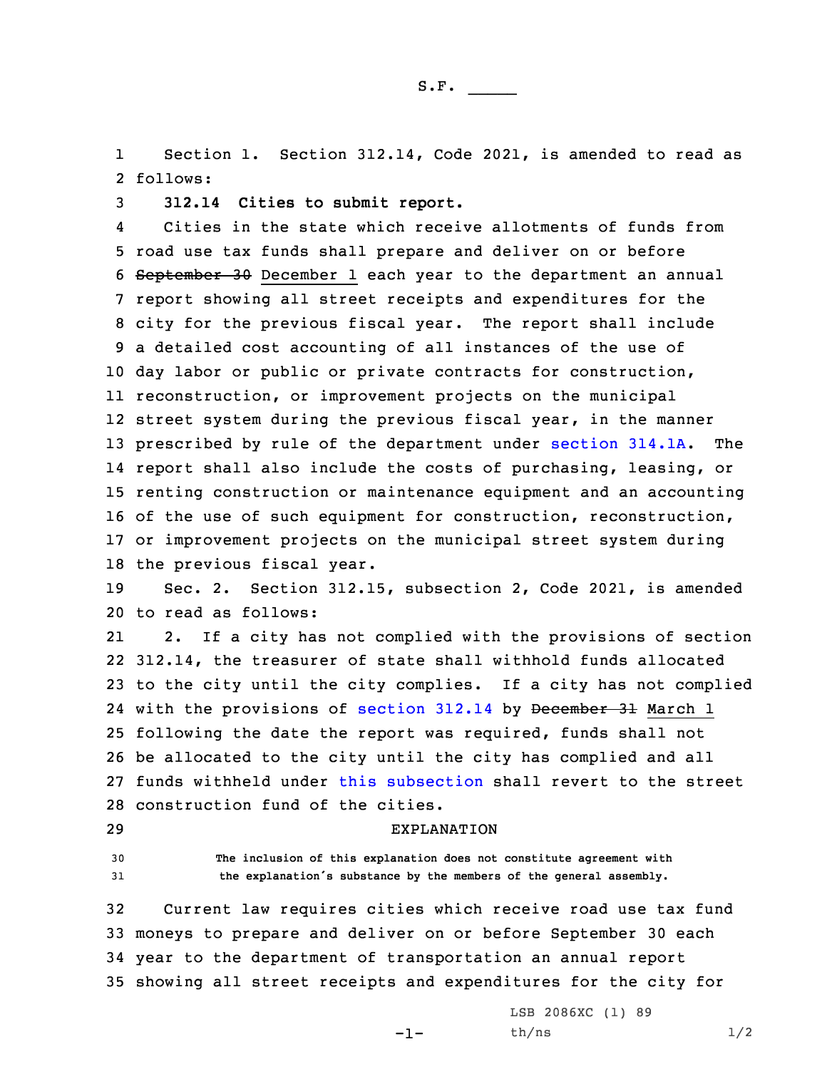S.F. _____

Section 1. Section 312.14, Code 2021, is amended to read as follows:

**312.14 Cities to submit report.**

Cities in the state which receive allotments of funds from road use tax funds shall prepare and deliver on or before ~~September 30~~ December 1 each year to the department an annual report showing all street receipts and expenditures for the city for the previous fiscal year. The report shall include a detailed cost accounting of all instances of the use of day labor or public or private contracts for construction, reconstruction, or improvement projects on the municipal street system during the previous fiscal year, in the manner prescribed by rule of the department under section 314.1A. The report shall also include the costs of purchasing, leasing, or renting construction or maintenance equipment and an accounting of the use of such equipment for construction, reconstruction, or improvement projects on the municipal street system during the previous fiscal year.

Sec. 2. Section 312.15, subsection 2, Code 2021, is amended to read as follows:

2. If a city has not complied with the provisions of section 312.14, the treasurer of state shall withhold funds allocated to the city until the city complies. If a city has not complied with the provisions of section 312.14 by ~~December 31~~ March 1 following the date the report was required, funds shall not be allocated to the city until the city has complied and all funds withheld under this subsection shall revert to the street construction fund of the cities.

EXPLANATION

The inclusion of this explanation does not constitute agreement with the explanation's substance by the members of the general assembly.

Current law requires cities which receive road use tax fund moneys to prepare and deliver on or before September 30 each year to the department of transportation an annual report showing all street receipts and expenditures for the city for

LSB 2086XC (1) 89
th/ns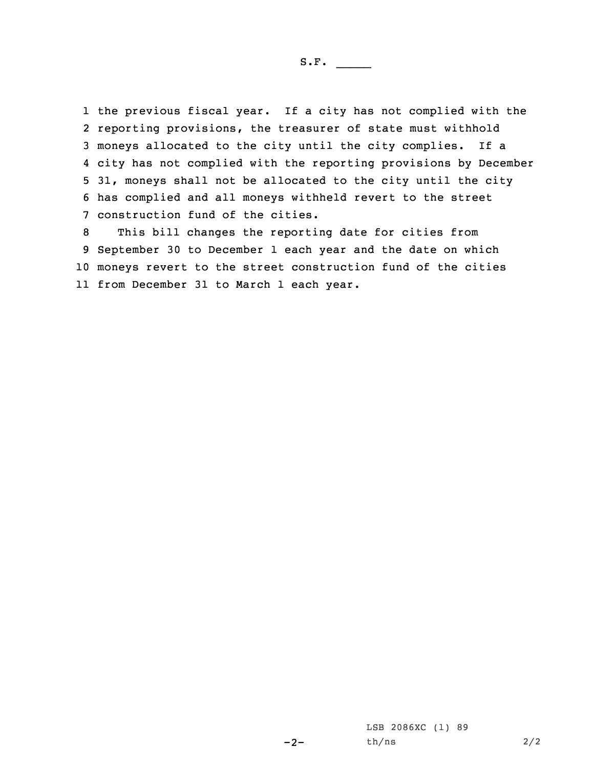the previous fiscal year. If a city has not complied with the reporting provisions, the treasurer of state must withhold moneys allocated to the city until the city complies. If a city has not complied with the reporting provisions by December 31, moneys shall not be allocated to the city until the city has complied and all moneys withheld revert to the street construction fund of the cities.

This bill changes the reporting date for cities from September 30 to December 1 each year and the date on which moneys revert to the street construction fund of the cities from December 31 to March 1 each year.